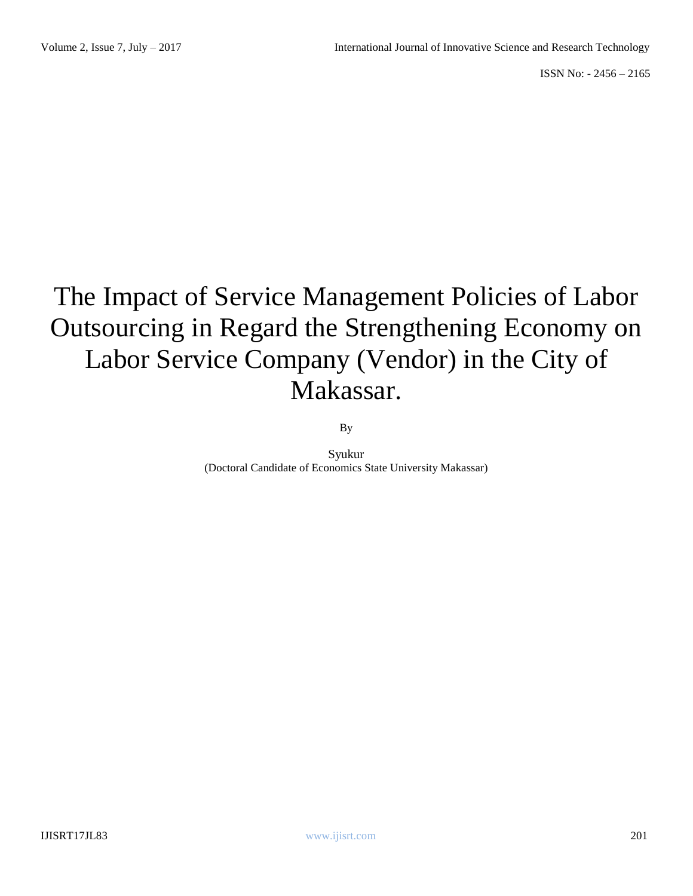# The Impact of Service Management Policies of Labor Outsourcing in Regard the Strengthening Economy on Labor Service Company (Vendor) in the City of Makassar.

By

Syukur
(Doctoral Candidate of Economics State University Makassar)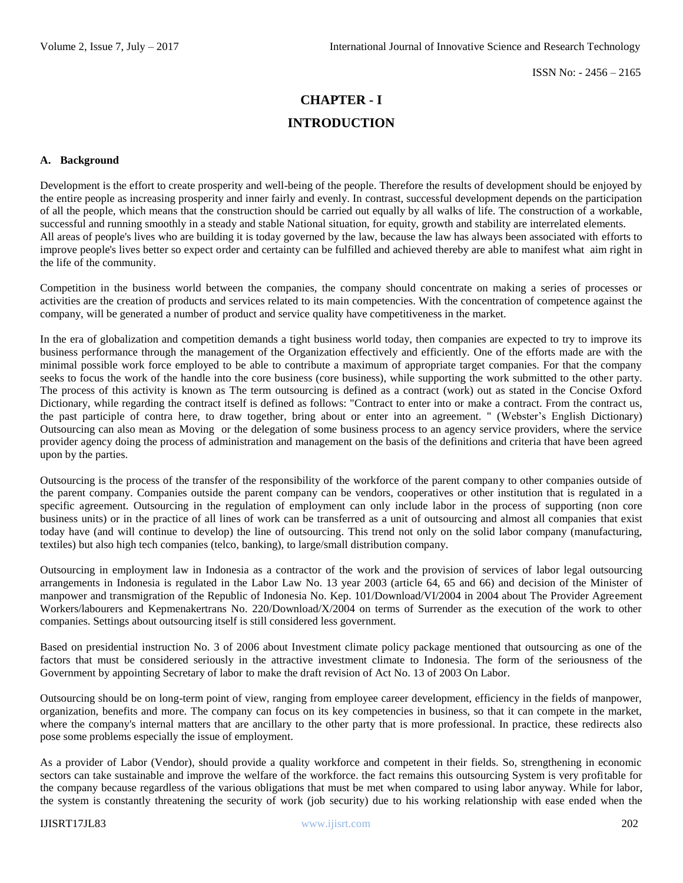# CHAPTER - I

# INTRODUCTION

### A. Background

Development is the effort to create prosperity and well-being of the people. Therefore the results of development should be enjoyed by the entire people as increasing prosperity and inner fairly and evenly. In contrast, successful development depends on the participation of all the people, which means that the construction should be carried out equally by all walks of life. The construction of a workable, successful and running smoothly in a steady and stable National situation, for equity, growth and stability are interrelated elements. All areas of people's lives who are building it is today governed by the law, because the law has always been associated with efforts to improve people's lives better so expect order and certainty can be fulfilled and achieved thereby are able to manifest what aim right in the life of the community.

Competition in the business world between the companies, the company should concentrate on making a series of processes or activities are the creation of products and services related to its main competencies. With the concentration of competence against the company, will be generated a number of product and service quality have competitiveness in the market.

In the era of globalization and competition demands a tight business world today, then companies are expected to try to improve its business performance through the management of the Organization effectively and efficiently. One of the efforts made are with the minimal possible work force employed to be able to contribute a maximum of appropriate target companies. For that the company seeks to focus the work of the handle into the core business (core business), while supporting the work submitted to the other party. The process of this activity is known as The term outsourcing is defined as a contract (work) out as stated in the Concise Oxford Dictionary, while regarding the contract itself is defined as follows: "Contract to enter into or make a contract. From the contract us, the past participle of contra here, to draw together, bring about or enter into an agreement. " (Webster's English Dictionary) Outsourcing can also mean as Moving or the delegation of some business process to an agency service providers, where the service provider agency doing the process of administration and management on the basis of the definitions and criteria that have been agreed upon by the parties.

Outsourcing is the process of the transfer of the responsibility of the workforce of the parent company to other companies outside of the parent company. Companies outside the parent company can be vendors, cooperatives or other institution that is regulated in a specific agreement. Outsourcing in the regulation of employment can only include labor in the process of supporting (non core business units) or in the practice of all lines of work can be transferred as a unit of outsourcing and almost all companies that exist today have (and will continue to develop) the line of outsourcing. This trend not only on the solid labor company (manufacturing, textiles) but also high tech companies (telco, banking), to large/small distribution company.

Outsourcing in employment law in Indonesia as a contractor of the work and the provision of services of labor legal outsourcing arrangements in Indonesia is regulated in the Labor Law No. 13 year 2003 (article 64, 65 and 66) and decision of the Minister of manpower and transmigration of the Republic of Indonesia No. Kep. 101/Download/VI/2004 in 2004 about The Provider Agreement Workers/labourers and Kepmenakertrans No. 220/Download/X/2004 on terms of Surrender as the execution of the work to other companies. Settings about outsourcing itself is still considered less government.

Based on presidential instruction No. 3 of 2006 about Investment climate policy package mentioned that outsourcing as one of the factors that must be considered seriously in the attractive investment climate to Indonesia. The form of the seriousness of the Government by appointing Secretary of labor to make the draft revision of Act No. 13 of 2003 On Labor.

Outsourcing should be on long-term point of view, ranging from employee career development, efficiency in the fields of manpower, organization, benefits and more. The company can focus on its key competencies in business, so that it can compete in the market, where the company's internal matters that are ancillary to the other party that is more professional. In practice, these redirects also pose some problems especially the issue of employment.

As a provider of Labor (Vendor), should provide a quality workforce and competent in their fields. So, strengthening in economic sectors can take sustainable and improve the welfare of the workforce. the fact remains this outsourcing System is very profitable for the company because regardless of the various obligations that must be met when compared to using labor anyway. While for labor, the system is constantly threatening the security of work (job security) due to his working relationship with ease ended when the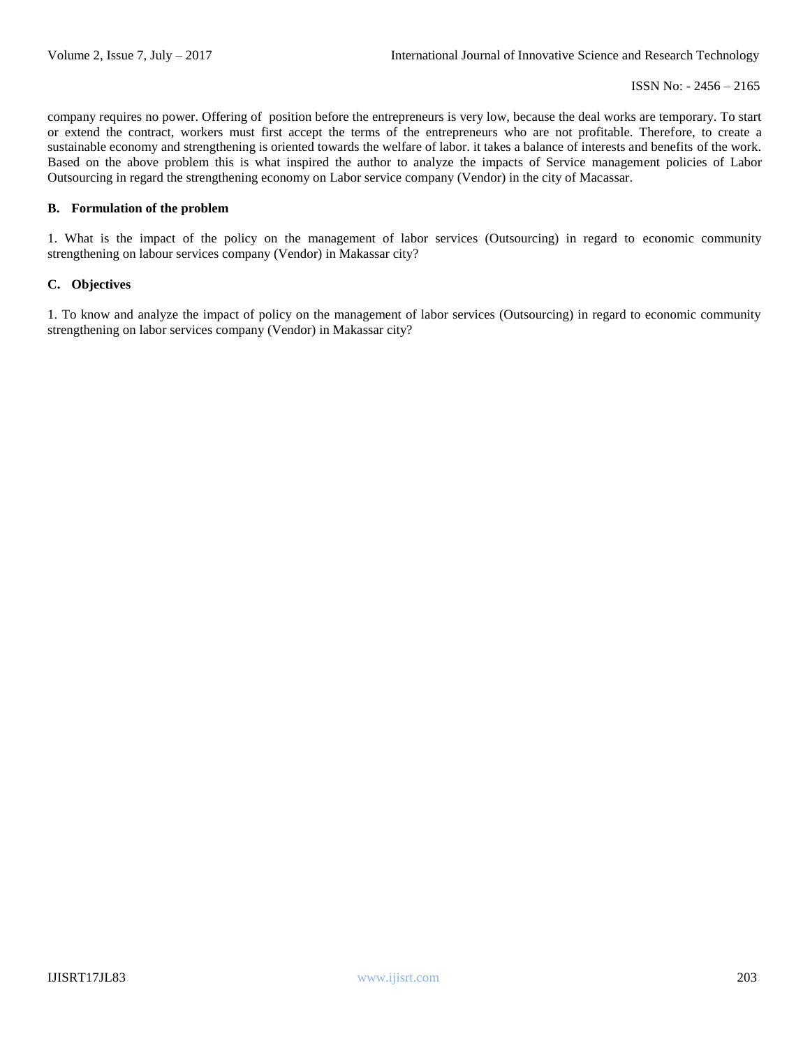company requires no power. Offering of position before the entrepreneurs is very low, because the deal works are temporary. To start or extend the contract, workers must first accept the terms of the entrepreneurs who are not profitable. Therefore, to create a sustainable economy and strengthening is oriented towards the welfare of labor. it takes a balance of interests and benefits of the work. Based on the above problem this is what inspired the author to analyze the impacts of Service management policies of Labor Outsourcing in regard the strengthening economy on Labor service company (Vendor) in the city of Macassar.

### B. Formulation of the problem

1. What is the impact of the policy on the management of labor services (Outsourcing) in regard to economic community strengthening on labour services company (Vendor) in Makassar city?

### C. Objectives

1. To know and analyze the impact of policy on the management of labor services (Outsourcing) in regard to economic community strengthening on labor services company (Vendor) in Makassar city?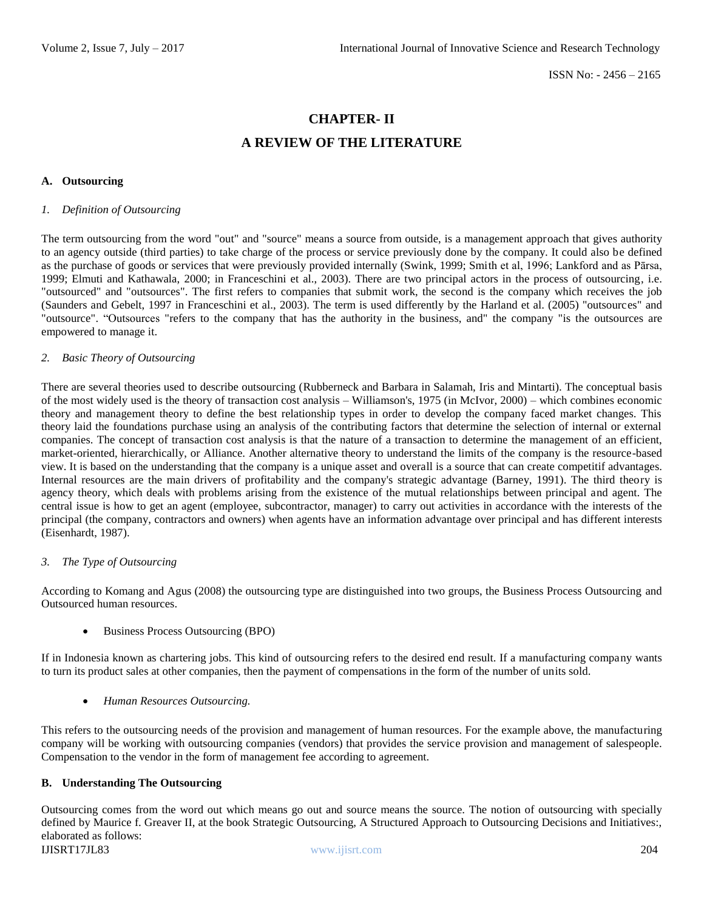# CHAPTER- II

# A REVIEW OF THE LITERATURE

## A. Outsourcing

### *1. Definition of Outsourcing*

The term outsourcing from the word "out" and "source" means a source from outside, is a management approach that gives authority to an agency outside (third parties) to take charge of the process or service previously done by the company. It could also be defined as the purchase of goods or services that were previously provided internally (Swink, 1999; Smith et al, 1996; Lankford and as Pārsa, 1999; Elmuti and Kathawala, 2000; in Franceschini et al., 2003). There are two principal actors in the process of outsourcing, i.e. "outsourced" and "outsources". The first refers to companies that submit work, the second is the company which receives the job (Saunders and Gebelt, 1997 in Franceschini et al., 2003). The term is used differently by the Harland et al. (2005) "outsources" and "outsource". "Outsources "refers to the company that has the authority in the business, and" the company "is the outsources are empowered to manage it.

### *2. Basic Theory of Outsourcing*

There are several theories used to describe outsourcing (Rubberneck and Barbara in Salamah, Iris and Mintarti). The conceptual basis of the most widely used is the theory of transaction cost analysis – Williamson's, 1975 (in McIvor, 2000) – which combines economic theory and management theory to define the best relationship types in order to develop the company faced market changes. This theory laid the foundations purchase using an analysis of the contributing factors that determine the selection of internal or external companies. The concept of transaction cost analysis is that the nature of a transaction to determine the management of an efficient, market-oriented, hierarchically, or Alliance. Another alternative theory to understand the limits of the company is the resource-based view. It is based on the understanding that the company is a unique asset and overall is a source that can create competitif advantages. Internal resources are the main drivers of profitability and the company's strategic advantage (Barney, 1991). The third theory is agency theory, which deals with problems arising from the existence of the mutual relationships between principal and agent. The central issue is how to get an agent (employee, subcontractor, manager) to carry out activities in accordance with the interests of the principal (the company, contractors and owners) when agents have an information advantage over principal and has different interests (Eisenhardt, 1987).

### *3. The Type of Outsourcing*

According to Komang and Agus (2008) the outsourcing type are distinguished into two groups, the Business Process Outsourcing and Outsourced human resources.

- Business Process Outsourcing (BPO)

If in Indonesia known as chartering jobs. This kind of outsourcing refers to the desired end result. If a manufacturing company wants to turn its product sales at other companies, then the payment of compensations in the form of the number of units sold.

- *Human Resources Outsourcing.*

This refers to the outsourcing needs of the provision and management of human resources. For the example above, the manufacturing company will be working with outsourcing companies (vendors) that provides the service provision and management of salespeople. Compensation to the vendor in the form of management fee according to agreement.

## B. Understanding The Outsourcing

Outsourcing comes from the word out which means go out and source means the source. The notion of outsourcing with specially defined by Maurice f. Greaver II, at the book Strategic Outsourcing, A Structured Approach to Outsourcing Decisions and Initiatives:, elaborated as follows: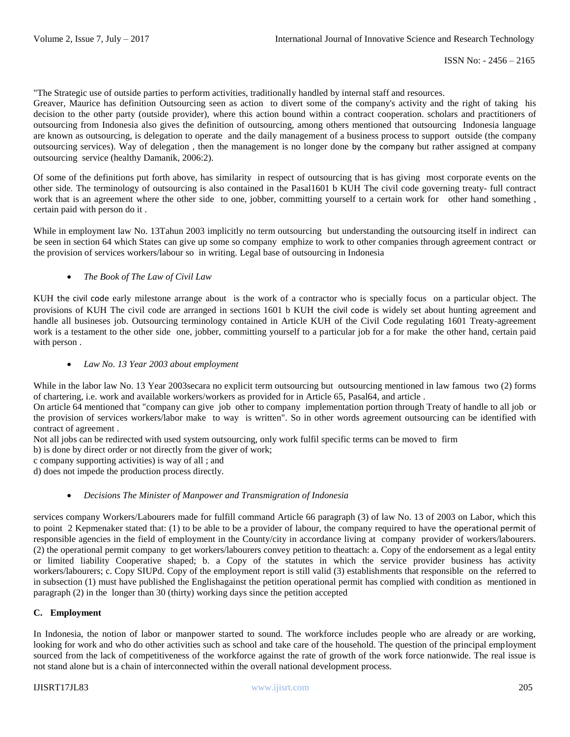"The Strategic use of outside parties to perform activities, traditionally handled by internal staff and resources.
Greaver, Maurice has definition Outsourcing seen as action to divert some of the company's activity and the right of taking his decision to the other party (outside provider), where this action bound within a contract cooperation. scholars and practitioners of outsourcing from Indonesia also gives the definition of outsourcing, among others mentioned that outsourcing Indonesia language are known as outsourcing, is delegation to operate and the daily management of a business process to support outside (the company outsourcing services). Way of delegation , then the management is no longer done by the company but rather assigned at company outsourcing service (healthy Damanik, 2006:2).

Of some of the definitions put forth above, has similarity in respect of outsourcing that is has giving most corporate events on the other side. The terminology of outsourcing is also contained in the Pasal1601 b KUH The civil code governing treaty- full contract work that is an agreement where the other side to one, jobber, committing yourself to a certain work for other hand something , certain paid with person do it .

While in employment law No. 13Tahun 2003 implicitly no term outsourcing but understanding the outsourcing itself in indirect can be seen in section 64 which States can give up some so company emphize to work to other companies through agreement contract or the provision of services workers/labour so in writing. Legal base of outsourcing in Indonesia

- *The Book of The Law of Civil Law*

KUH the civil code early milestone arrange about is the work of a contractor who is specially focus on a particular object. The provisions of KUH The civil code are arranged in sections 1601 b KUH the civil code is widely set about hunting agreement and handle all busineses job. Outsourcing terminology contained in Article KUH of the Civil Code regulating 1601 Treaty-agreement work is a testament to the other side one, jobber, committing yourself to a particular job for a for make the other hand, certain paid with person .

- *Law No. 13 Year 2003 about employment*

While in the labor law No. 13 Year 2003secara no explicit term outsourcing but outsourcing mentioned in law famous two (2) forms of chartering, i.e. work and available workers/workers as provided for in Article 65, Pasal64, and article .
On article 64 mentioned that "company can give job other to company implementation portion through Treaty of handle to all job or the provision of services workers/labor make to way is written". So in other words agreement outsourcing can be identified with contract of agreement .
Not all jobs can be redirected with used system outsourcing, only work fulfil specific terms can be moved to firm
b) is done by direct order or not directly from the giver of work;
c company supporting activities) is way of all ; and
d) does not impede the production process directly.

- *Decisions The Minister of Manpower and Transmigration of Indonesia*

services company Workers/Labourers made for fulfill command Article 66 paragraph (3) of law No. 13 of 2003 on Labor, which this to point 2 Kepmenaker stated that: (1) to be able to be a provider of labour, the company required to have the operational permit of responsible agencies in the field of employment in the County/city in accordance living at company provider of workers/labourers. (2) the operational permit company to get workers/labourers convey petition to theattach: a. Copy of the endorsement as a legal entity or limited liability Cooperative shaped; b. a Copy of the statutes in which the service provider business has activity workers/labourers; c. Copy SIUPd. Copy of the employment report is still valid (3) establishments that responsible on the referred to in subsection (1) must have published the Englishagainst the petition operational permit has complied with condition as mentioned in paragraph (2) in the longer than 30 (thirty) working days since the petition accepted

### C. Employment

In Indonesia, the notion of labor or manpower started to sound. The workforce includes people who are already or are working, looking for work and who do other activities such as school and take care of the household. The question of the principal employment sourced from the lack of competitiveness of the workforce against the rate of growth of the work force nationwide. The real issue is not stand alone but is a chain of interconnected within the overall national development process.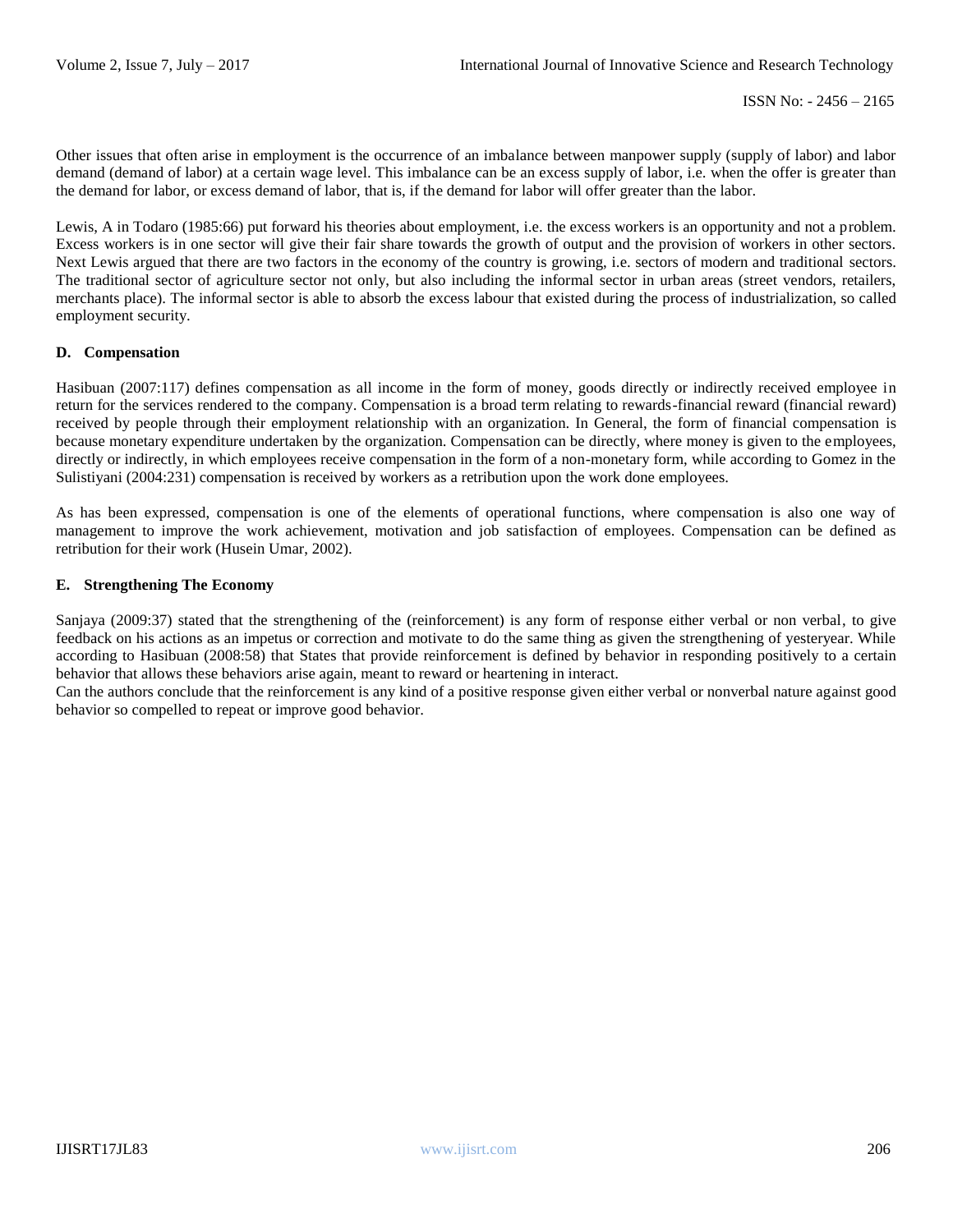Other issues that often arise in employment is the occurrence of an imbalance between manpower supply (supply of labor) and labor demand (demand of labor) at a certain wage level. This imbalance can be an excess supply of labor, i.e. when the offer is greater than the demand for labor, or excess demand of labor, that is, if the demand for labor will offer greater than the labor.

Lewis, A in Todaro (1985:66) put forward his theories about employment, i.e. the excess workers is an opportunity and not a problem. Excess workers is in one sector will give their fair share towards the growth of output and the provision of workers in other sectors. Next Lewis argued that there are two factors in the economy of the country is growing, i.e. sectors of modern and traditional sectors. The traditional sector of agriculture sector not only, but also including the informal sector in urban areas (street vendors, retailers, merchants place). The informal sector is able to absorb the excess labour that existed during the process of industrialization, so called employment security.

### D. Compensation

Hasibuan (2007:117) defines compensation as all income in the form of money, goods directly or indirectly received employee in return for the services rendered to the company. Compensation is a broad term relating to rewards-financial reward (financial reward) received by people through their employment relationship with an organization. In General, the form of financial compensation is because monetary expenditure undertaken by the organization. Compensation can be directly, where money is given to the employees, directly or indirectly, in which employees receive compensation in the form of a non-monetary form, while according to Gomez in the Sulistiyani (2004:231) compensation is received by workers as a retribution upon the work done employees.

As has been expressed, compensation is one of the elements of operational functions, where compensation is also one way of management to improve the work achievement, motivation and job satisfaction of employees. Compensation can be defined as retribution for their work (Husein Umar, 2002).

### E. Strengthening The Economy

Sanjaya (2009:37) stated that the strengthening of the (reinforcement) is any form of response either verbal or non verbal, to give feedback on his actions as an impetus or correction and motivate to do the same thing as given the strengthening of yesteryear. While according to Hasibuan (2008:58) that States that provide reinforcement is defined by behavior in responding positively to a certain behavior that allows these behaviors arise again, meant to reward or heartening in interact.

Can the authors conclude that the reinforcement is any kind of a positive response given either verbal or nonverbal nature against good behavior so compelled to repeat or improve good behavior.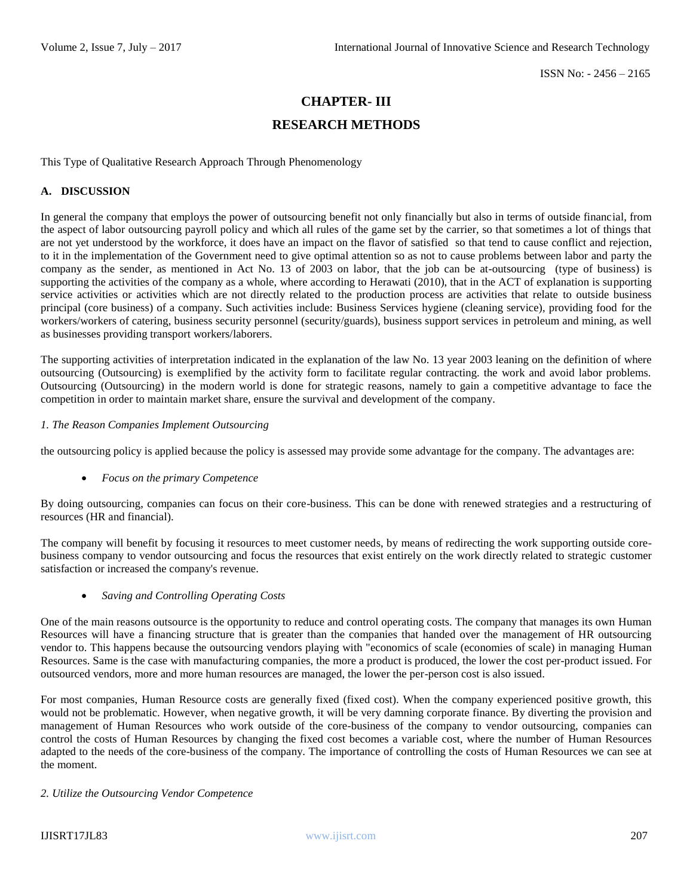# CHAPTER- III

# RESEARCH METHODS

This Type of Qualitative Research Approach Through Phenomenology

## A. DISCUSSION

In general the company that employs the power of outsourcing benefit not only financially but also in terms of outside financial, from the aspect of labor outsourcing payroll policy and which all rules of the game set by the carrier, so that sometimes a lot of things that are not yet understood by the workforce, it does have an impact on the flavor of satisfied so that tend to cause conflict and rejection, to it in the implementation of the Government need to give optimal attention so as not to cause problems between labor and party the company as the sender, as mentioned in Act No. 13 of 2003 on labor, that the job can be at-outsourcing (type of business) is supporting the activities of the company as a whole, where according to Herawati (2010), that in the ACT of explanation is supporting service activities or activities which are not directly related to the production process are activities that relate to outside business principal (core business) of a company. Such activities include: Business Services hygiene (cleaning service), providing food for the workers/workers of catering, business security personnel (security/guards), business support services in petroleum and mining, as well as businesses providing transport workers/laborers.

The supporting activities of interpretation indicated in the explanation of the law No. 13 year 2003 leaning on the definition of where outsourcing (Outsourcing) is exemplified by the activity form to facilitate regular contracting. the work and avoid labor problems. Outsourcing (Outsourcing) in the modern world is done for strategic reasons, namely to gain a competitive advantage to face the competition in order to maintain market share, ensure the survival and development of the company.

*1. The Reason Companies Implement Outsourcing*

the outsourcing policy is applied because the policy is assessed may provide some advantage for the company. The advantages are:

- *Focus on the primary Competence*

By doing outsourcing, companies can focus on their core-business. This can be done with renewed strategies and a restructuring of resources (HR and financial).

The company will benefit by focusing it resources to meet customer needs, by means of redirecting the work supporting outside core-business company to vendor outsourcing and focus the resources that exist entirely on the work directly related to strategic customer satisfaction or increased the company's revenue.

- *Saving and Controlling Operating Costs*

One of the main reasons outsource is the opportunity to reduce and control operating costs. The company that manages its own Human Resources will have a financing structure that is greater than the companies that handed over the management of HR outsourcing vendor to. This happens because the outsourcing vendors playing with "economics of scale (economies of scale) in managing Human Resources. Same is the case with manufacturing companies, the more a product is produced, the lower the cost per-product issued. For outsourced vendors, more and more human resources are managed, the lower the per-person cost is also issued.

For most companies, Human Resource costs are generally fixed (fixed cost). When the company experienced positive growth, this would not be problematic. However, when negative growth, it will be very damning corporate finance. By diverting the provision and management of Human Resources who work outside of the core-business of the company to vendor outsourcing, companies can control the costs of Human Resources by changing the fixed cost becomes a variable cost, where the number of Human Resources adapted to the needs of the core-business of the company. The importance of controlling the costs of Human Resources we can see at the moment.

*2. Utilize the Outsourcing Vendor Competence*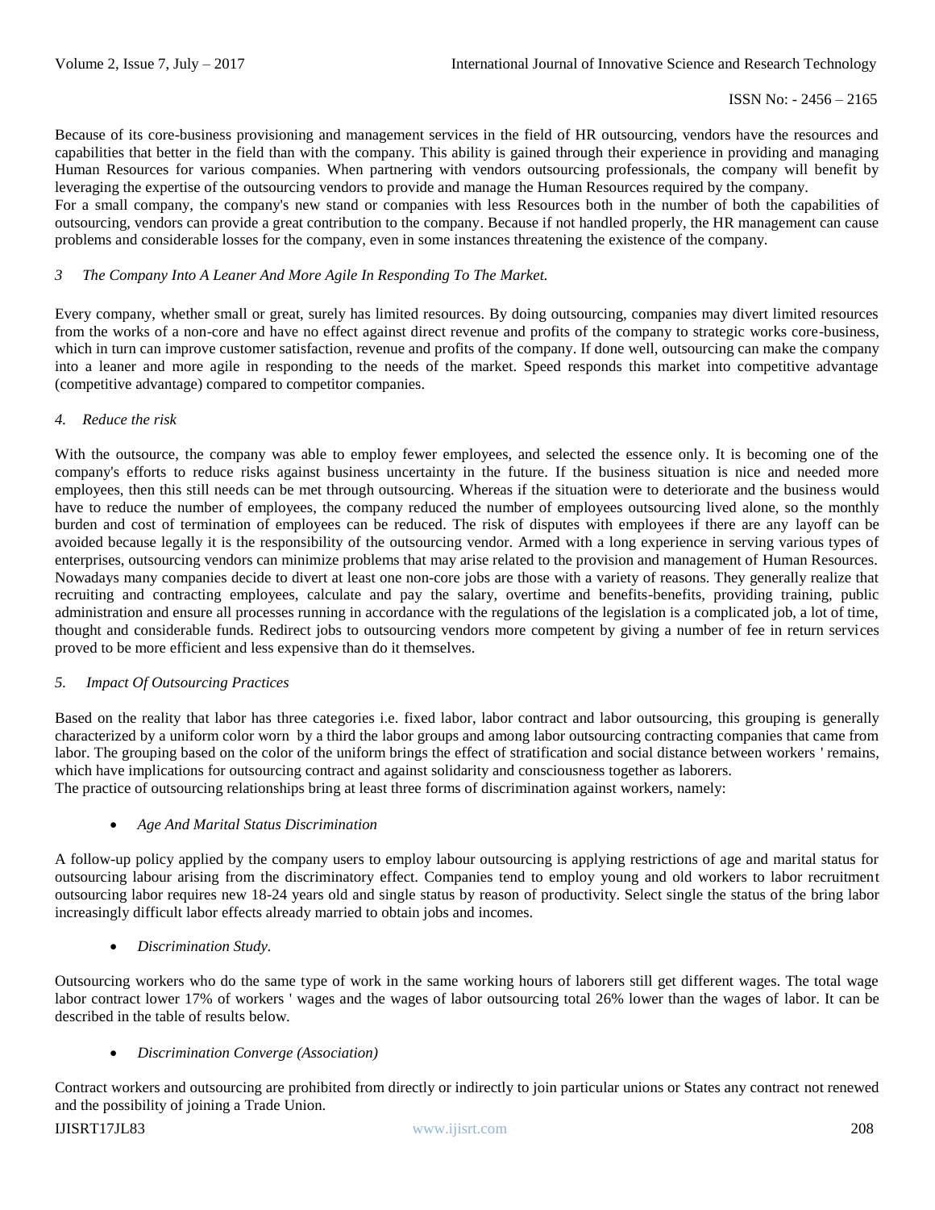Because of its core-business provisioning and management services in the field of HR outsourcing, vendors have the resources and capabilities that better in the field than with the company. This ability is gained through their experience in providing and managing Human Resources for various companies. When partnering with vendors outsourcing professionals, the company will benefit by leveraging the expertise of the outsourcing vendors to provide and manage the Human Resources required by the company.

For a small company, the company's new stand or companies with less Resources both in the number of both the capabilities of outsourcing, vendors can provide a great contribution to the company. Because if not handled properly, the HR management can cause problems and considerable losses for the company, even in some instances threatening the existence of the company.

*3 The Company Into A Leaner And More Agile In Responding To The Market.*

Every company, whether small or great, surely has limited resources. By doing outsourcing, companies may divert limited resources from the works of a non-core and have no effect against direct revenue and profits of the company to strategic works core-business, which in turn can improve customer satisfaction, revenue and profits of the company. If done well, outsourcing can make the company into a leaner and more agile in responding to the needs of the market. Speed responds this market into competitive advantage (competitive advantage) compared to competitor companies.

*4. Reduce the risk*

With the outsource, the company was able to employ fewer employees, and selected the essence only. It is becoming one of the company's efforts to reduce risks against business uncertainty in the future. If the business situation is nice and needed more employees, then this still needs can be met through outsourcing. Whereas if the situation were to deteriorate and the business would have to reduce the number of employees, the company reduced the number of employees outsourcing lived alone, so the monthly burden and cost of termination of employees can be reduced. The risk of disputes with employees if there are any layoff can be avoided because legally it is the responsibility of the outsourcing vendor. Armed with a long experience in serving various types of enterprises, outsourcing vendors can minimize problems that may arise related to the provision and management of Human Resources. Nowadays many companies decide to divert at least one non-core jobs are those with a variety of reasons. They generally realize that recruiting and contracting employees, calculate and pay the salary, overtime and benefits-benefits, providing training, public administration and ensure all processes running in accordance with the regulations of the legislation is a complicated job, a lot of time, thought and considerable funds. Redirect jobs to outsourcing vendors more competent by giving a number of fee in return services proved to be more efficient and less expensive than do it themselves.

*5. Impact Of Outsourcing Practices*

Based on the reality that labor has three categories i.e. fixed labor, labor contract and labor outsourcing, this grouping is generally characterized by a uniform color worn by a third the labor groups and among labor outsourcing contracting companies that came from labor. The grouping based on the color of the uniform brings the effect of stratification and social distance between workers ' remains, which have implications for outsourcing contract and against solidarity and consciousness together as laborers.

The practice of outsourcing relationships bring at least three forms of discrimination against workers, namely:

- *Age And Marital Status Discrimination*

A follow-up policy applied by the company users to employ labour outsourcing is applying restrictions of age and marital status for outsourcing labour arising from the discriminatory effect. Companies tend to employ young and old workers to labor recruitment outsourcing labor requires new 18-24 years old and single status by reason of productivity. Select single the status of the bring labor increasingly difficult labor effects already married to obtain jobs and incomes.

- *Discrimination Study.*

Outsourcing workers who do the same type of work in the same working hours of laborers still get different wages. The total wage labor contract lower 17% of workers ' wages and the wages of labor outsourcing total 26% lower than the wages of labor. It can be described in the table of results below.

- *Discrimination Converge (Association)*

Contract workers and outsourcing are prohibited from directly or indirectly to join particular unions or States any contract not renewed and the possibility of joining a Trade Union.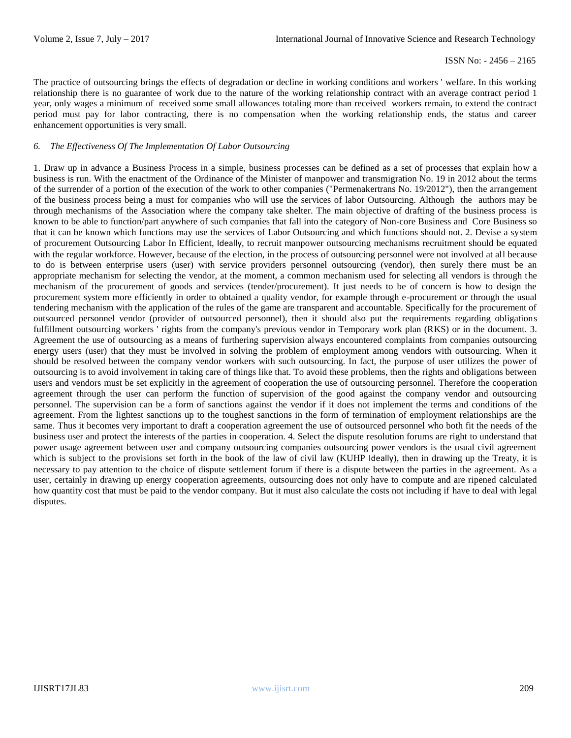The practice of outsourcing brings the effects of degradation or decline in working conditions and workers ' welfare. In this working relationship there is no guarantee of work due to the nature of the working relationship contract with an average contract period 1 year, only wages a minimum of received some small allowances totaling more than received workers remain, to extend the contract period must pay for labor contracting, there is no compensation when the working relationship ends, the status and career enhancement opportunities is very small.

### *6. The Effectiveness Of The Implementation Of Labor Outsourcing*

1. Draw up in advance a Business Process in a simple, business processes can be defined as a set of processes that explain how a business is run. With the enactment of the Ordinance of the Minister of manpower and transmigration No. 19 in 2012 about the terms of the surrender of a portion of the execution of the work to other companies ("Permenakertrans No. 19/2012"), then the arrangement of the business process being a must for companies who will use the services of labor Outsourcing. Although the authors may be through mechanisms of the Association where the company take shelter. The main objective of drafting of the business process is known to be able to function/part anywhere of such companies that fall into the category of Non-core Business and Core Business so that it can be known which functions may use the services of Labor Outsourcing and which functions should not. 2. Devise a system of procurement Outsourcing Labor In Efficient, Ideally, to recruit manpower outsourcing mechanisms recruitment should be equated with the regular workforce. However, because of the election, in the process of outsourcing personnel were not involved at all because to do is between enterprise users (user) with service providers personnel outsourcing (vendor), then surely there must be an appropriate mechanism for selecting the vendor, at the moment, a common mechanism used for selecting all vendors is through the mechanism of the procurement of goods and services (tender/procurement). It just needs to be of concern is how to design the procurement system more efficiently in order to obtained a quality vendor, for example through e-procurement or through the usual tendering mechanism with the application of the rules of the game are transparent and accountable. Specifically for the procurement of outsourced personnel vendor (provider of outsourced personnel), then it should also put the requirements regarding obligations fulfillment outsourcing workers ' rights from the company's previous vendor in Temporary work plan (RKS) or in the document. 3. Agreement the use of outsourcing as a means of furthering supervision always encountered complaints from companies outsourcing energy users (user) that they must be involved in solving the problem of employment among vendors with outsourcing. When it should be resolved between the company vendor workers with such outsourcing. In fact, the purpose of user utilizes the power of outsourcing is to avoid involvement in taking care of things like that. To avoid these problems, then the rights and obligations between users and vendors must be set explicitly in the agreement of cooperation the use of outsourcing personnel. Therefore the cooperation agreement through the user can perform the function of supervision of the good against the company vendor and outsourcing personnel. The supervision can be a form of sanctions against the vendor if it does not implement the terms and conditions of the agreement. From the lightest sanctions up to the toughest sanctions in the form of termination of employment relationships are the same. Thus it becomes very important to draft a cooperation agreement the use of outsourced personnel who both fit the needs of the business user and protect the interests of the parties in cooperation. 4. Select the dispute resolution forums are right to understand that power usage agreement between user and company outsourcing companies outsourcing power vendors is the usual civil agreement which is subject to the provisions set forth in the book of the law of civil law (KUHP Ideally), then in drawing up the Treaty, it is necessary to pay attention to the choice of dispute settlement forum if there is a dispute between the parties in the agreement. As a user, certainly in drawing up energy cooperation agreements, outsourcing does not only have to compute and are ripened calculated how quantity cost that must be paid to the vendor company. But it must also calculate the costs not including if have to deal with legal disputes.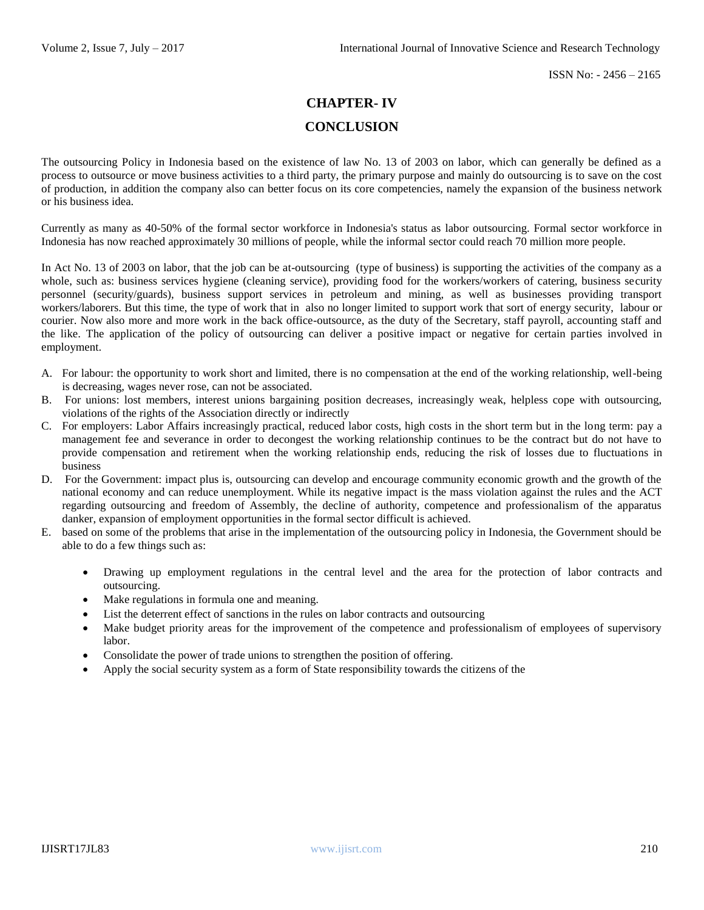# CHAPTER- IV

# CONCLUSION

The outsourcing Policy in Indonesia based on the existence of law No. 13 of 2003 on labor, which can generally be defined as a process to outsource or move business activities to a third party, the primary purpose and mainly do outsourcing is to save on the cost of production, in addition the company also can better focus on its core competencies, namely the expansion of the business network or his business idea.

Currently as many as 40-50% of the formal sector workforce in Indonesia's status as labor outsourcing. Formal sector workforce in Indonesia has now reached approximately 30 millions of people, while the informal sector could reach 70 million more people.

In Act No. 13 of 2003 on labor, that the job can be at-outsourcing (type of business) is supporting the activities of the company as a whole, such as: business services hygiene (cleaning service), providing food for the workers/workers of catering, business security personnel (security/guards), business support services in petroleum and mining, as well as businesses providing transport workers/laborers. But this time, the type of work that in also no longer limited to support work that sort of energy security, labour or courier. Now also more and more work in the back office-outsource, as the duty of the Secretary, staff payroll, accounting staff and the like. The application of the policy of outsourcing can deliver a positive impact or negative for certain parties involved in employment.

A. For labour: the opportunity to work short and limited, there is no compensation at the end of the working relationship, well-being is decreasing, wages never rose, can not be associated.
B. For unions: lost members, interest unions bargaining position decreases, increasingly weak, helpless cope with outsourcing, violations of the rights of the Association directly or indirectly
C. For employers: Labor Affairs increasingly practical, reduced labor costs, high costs in the short term but in the long term: pay a management fee and severance in order to decongest the working relationship continues to be the contract but do not have to provide compensation and retirement when the working relationship ends, reducing the risk of losses due to fluctuations in business
D. For the Government: impact plus is, outsourcing can develop and encourage community economic growth and the growth of the national economy and can reduce unemployment. While its negative impact is the mass violation against the rules and the ACT regarding outsourcing and freedom of Assembly, the decline of authority, competence and professionalism of the apparatus danker, expansion of employment opportunities in the formal sector difficult is achieved.
E. based on some of the problems that arise in the implementation of the outsourcing policy in Indonesia, the Government should be able to do a few things such as:

    - Drawing up employment regulations in the central level and the area for the protection of labor contracts and outsourcing.
    - Make regulations in formula one and meaning.
    - List the deterrent effect of sanctions in the rules on labor contracts and outsourcing
    - Make budget priority areas for the improvement of the competence and professionalism of employees of supervisory labor.
    - Consolidate the power of trade unions to strengthen the position of offering.
    - Apply the social security system as a form of State responsibility towards the citizens of the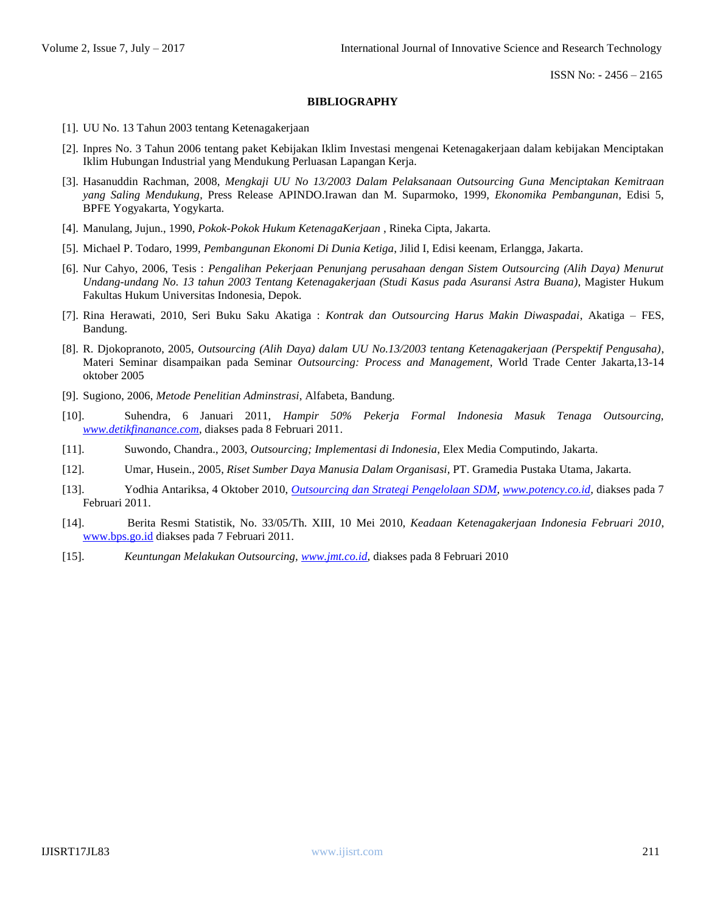**BIBLIOGRAPHY**

[1]. UU No. 13 Tahun 2003 tentang Ketenagakerjaan

[2]. Inpres No. 3 Tahun 2006 tentang paket Kebijakan Iklim Investasi mengenai Ketenagakerjaan dalam kebijakan Menciptakan Iklim Hubungan Industrial yang Mendukung Perluasan Lapangan Kerja.

[3]. Hasanuddin Rachman, 2008, *Mengkaji UU No 13/2003 Dalam Pelaksanaan Outsourcing Guna Menciptakan Kemitraan yang Saling Mendukung*, Press Release APINDO.Irawan dan M. Suparmoko, 1999, *Ekonomika Pembangunan*, Edisi 5, BPFE Yogyakarta, Yogykarta.

[4]. Manulang, Jujun., 1990, *Pokok-Pokok Hukum KetenagaKerjaan* , Rineka Cipta, Jakarta.

[5]. Michael P. Todaro, 1999, *Pembangunan Ekonomi Di Dunia Ketiga*, Jilid I, Edisi keenam, Erlangga, Jakarta.

[6]. Nur Cahyo, 2006, Tesis : *Pengalihan Pekerjaan Penunjang perusahaan dengan Sistem Outsourcing (Alih Daya) Menurut Undang-undang No. 13 tahun 2003 Tentang Ketenagakerjaan (Studi Kasus pada Asuransi Astra Buana)*, Magister Hukum Fakultas Hukum Universitas Indonesia, Depok.

[7]. Rina Herawati, 2010, Seri Buku Saku Akatiga : *Kontrak dan Outsourcing Harus Makin Diwaspadai*, Akatiga – FES, Bandung.

[8]. R. Djokopranoto, 2005, *Outsourcing (Alih Daya) dalam UU No.13/2003 tentang Ketenagakerjaan (Perspektif Pengusaha)*, Materi Seminar disampaikan pada Seminar *Outsourcing: Process and Management*, World Trade Center Jakarta,13-14 oktober 2005

[9]. Sugiono, 2006, *Metode Penelitian Adminstrasi*, Alfabeta, Bandung.

[10]. Suhendra, 6 Januari 2011, *Hampir 50% Pekerja Formal Indonesia Masuk Tenaga Outsourcing*, *www.detikfinanance.com*, diakses pada 8 Februari 2011.

[11]. Suwondo, Chandra., 2003, *Outsourcing; Implementasi di Indonesia*, Elex Media Computindo, Jakarta.

[12]. Umar, Husein., 2005, *Riset Sumber Daya Manusia Dalam Organisasi*, PT. Gramedia Pustaka Utama, Jakarta.

[13]. Yodhia Antariksa, 4 Oktober 2010, *Outsourcing dan Strategi Pengelolaan SDM*, *www.potency.co.id*, diakses pada 7 Februari 2011.

[14]. Berita Resmi Statistik, No. 33/05/Th. XIII, 10 Mei 2010, *Keadaan Ketenagakerjaan Indonesia Februari 2010*, www.bps.go.id diakses pada 7 Februari 2011.

[15]. *Keuntungan Melakukan Outsourcing*, *www.jmt.co.id*, diakses pada 8 Februari 2010